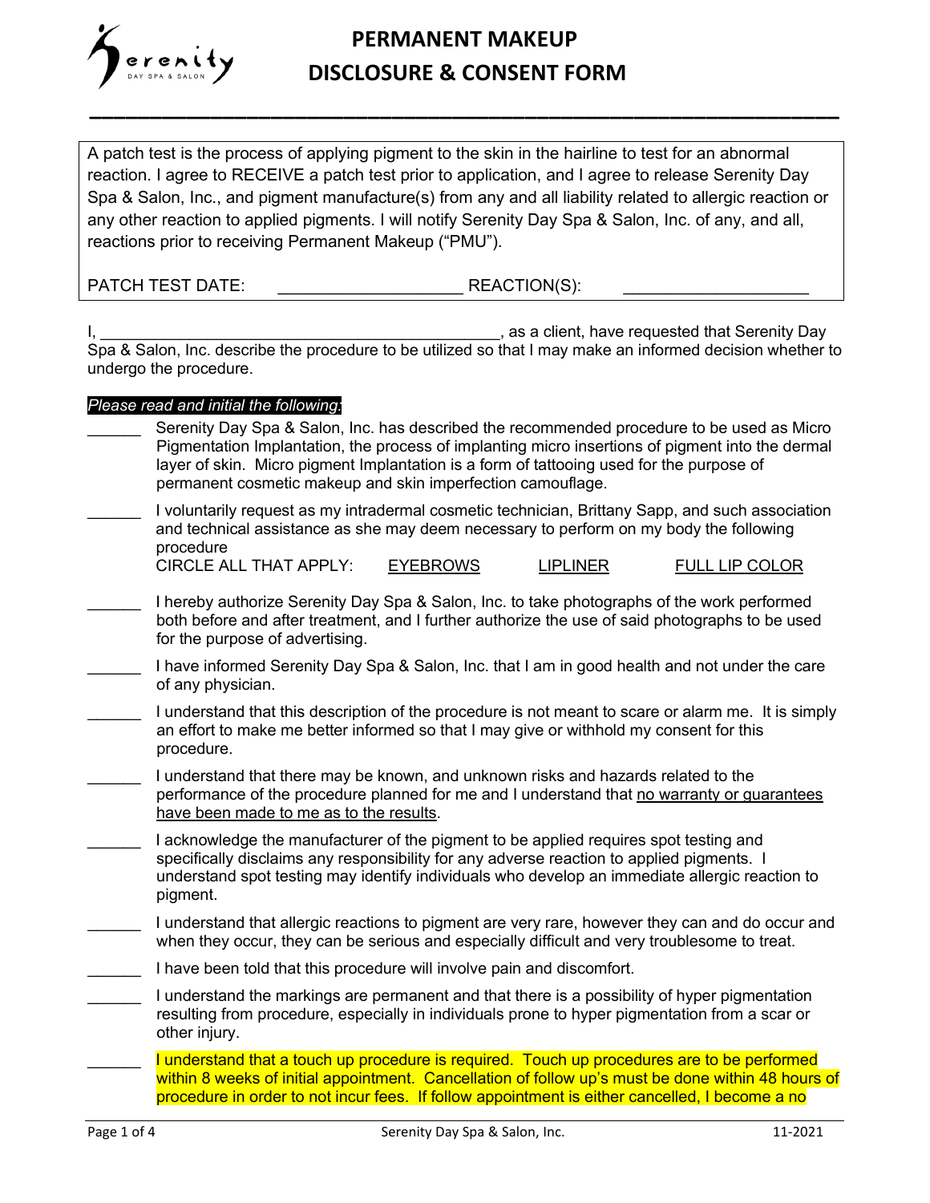# PERMANENT MAKEUP DISCLOSURE & CONSENT FORM

A patch test is the process of applying pigment to the skin in the hairline to test for an abnormal reaction. I agree to RECEIVE a patch test prior to application, and I agree to release Serenity Day Spa & Salon, Inc., and pigment manufacture(s) from any and all liability related to allergic reaction or any other reaction to applied pigments. I will notify Serenity Day Spa & Salon, Inc. of any, and all, reactions prior to receiving Permanent Makeup ("PMU").

PATCH TEST DATE: ____________________ REACTION(S): ____________________

I, ______________________________________________, as a client, have requested that Serenity Day Spa & Salon, Inc. describe the procedure to be utilized so that I may make an informed decision whether to undergo the procedure.

*Please read and initial the following:*

______ Serenity Day Spa & Salon, Inc. has described the recommended procedure to be used as Micro Pigmentation Implantation, the process of implanting micro insertions of pigment into the dermal layer of skin. Micro pigment Implantation is a form of tattooing used for the purpose of permanent cosmetic makeup and skin imperfection camouflage.

______ I voluntarily request as my intradermal cosmetic technician, Brittany Sapp, and such association and technical assistance as she may deem necessary to perform on my body the following procedure
CIRCLE ALL THAT APPLY: EYEBROWS LIPLINER FULL LIP COLOR

______ I hereby authorize Serenity Day Spa & Salon, Inc. to take photographs of the work performed both before and after treatment, and I further authorize the use of said photographs to be used for the purpose of advertising.

______ I have informed Serenity Day Spa & Salon, Inc. that I am in good health and not under the care of any physician.

______ I understand that this description of the procedure is not meant to scare or alarm me. It is simply an effort to make me better informed so that I may give or withhold my consent for this procedure.

______ I understand that there may be known, and unknown risks and hazards related to the performance of the procedure planned for me and I understand that no warranty or guarantees have been made to me as to the results.

______ I acknowledge the manufacturer of the pigment to be applied requires spot testing and specifically disclaims any responsibility for any adverse reaction to applied pigments. I understand spot testing may identify individuals who develop an immediate allergic reaction to pigment.

______ I understand that allergic reactions to pigment are very rare, however they can and do occur and when they occur, they can be serious and especially difficult and very troublesome to treat.

______ I have been told that this procedure will involve pain and discomfort.

______ I understand the markings are permanent and that there is a possibility of hyper pigmentation resulting from procedure, especially in individuals prone to hyper pigmentation from a scar or other injury.

______ I understand that a touch up procedure is required. Touch up procedures are to be performed within 8 weeks of initial appointment. Cancellation of follow up's must be done within 48 hours of procedure in order to not incur fees. If follow appointment is either cancelled, I become a no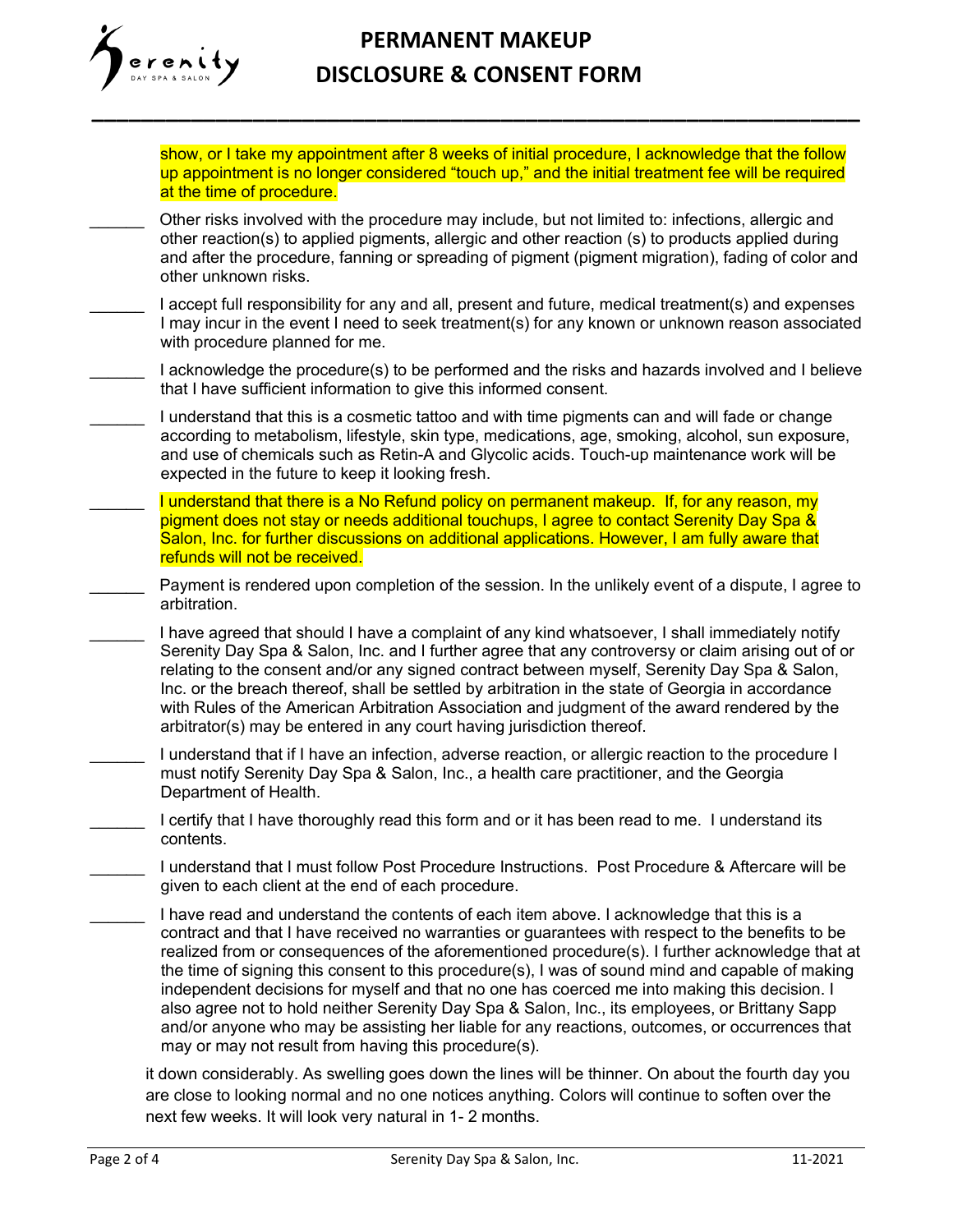# PERMANENT MAKEUP DISCLOSURE & CONSENT FORM

show, or I take my appointment after 8 weeks of initial procedure, I acknowledge that the follow up appointment is no longer considered "touch up," and the initial treatment fee will be required at the time of procedure.

______ Other risks involved with the procedure may include, but not limited to: infections, allergic and other reaction(s) to applied pigments, allergic and other reaction (s) to products applied during and after the procedure, fanning or spreading of pigment (pigment migration), fading of color and other unknown risks.

______ I accept full responsibility for any and all, present and future, medical treatment(s) and expenses I may incur in the event I need to seek treatment(s) for any known or unknown reason associated with procedure planned for me.

______ I acknowledge the procedure(s) to be performed and the risks and hazards involved and I believe that I have sufficient information to give this informed consent.

______ I understand that this is a cosmetic tattoo and with time pigments can and will fade or change according to metabolism, lifestyle, skin type, medications, age, smoking, alcohol, sun exposure, and use of chemicals such as Retin-A and Glycolic acids. Touch-up maintenance work will be expected in the future to keep it looking fresh.

______ I understand that there is a No Refund policy on permanent makeup. If, for any reason, my pigment does not stay or needs additional touchups, I agree to contact Serenity Day Spa & Salon, Inc. for further discussions on additional applications. However, I am fully aware that refunds will not be received.

______ Payment is rendered upon completion of the session. In the unlikely event of a dispute, I agree to arbitration.

______ I have agreed that should I have a complaint of any kind whatsoever, I shall immediately notify Serenity Day Spa & Salon, Inc. and I further agree that any controversy or claim arising out of or relating to the consent and/or any signed contract between myself, Serenity Day Spa & Salon, Inc. or the breach thereof, shall be settled by arbitration in the state of Georgia in accordance with Rules of the American Arbitration Association and judgment of the award rendered by the arbitrator(s) may be entered in any court having jurisdiction thereof.

______ I understand that if I have an infection, adverse reaction, or allergic reaction to the procedure I must notify Serenity Day Spa & Salon, Inc., a health care practitioner, and the Georgia Department of Health.

______ I certify that I have thoroughly read this form and or it has been read to me. I understand its contents.

______ I understand that I must follow Post Procedure Instructions. Post Procedure & Aftercare will be given to each client at the end of each procedure.

______ I have read and understand the contents of each item above. I acknowledge that this is a contract and that I have received no warranties or guarantees with respect to the benefits to be realized from or consequences of the aforementioned procedure(s). I further acknowledge that at the time of signing this consent to this procedure(s), I was of sound mind and capable of making independent decisions for myself and that no one has coerced me into making this decision. I also agree not to hold neither Serenity Day Spa & Salon, Inc., its employees, or Brittany Sapp and/or anyone who may be assisting her liable for any reactions, outcomes, or occurrences that may or may not result from having this procedure(s).

it down considerably. As swelling goes down the lines will be thinner. On about the fourth day you are close to looking normal and no one notices anything. Colors will continue to soften over the next few weeks. It will look very natural in 1- 2 months.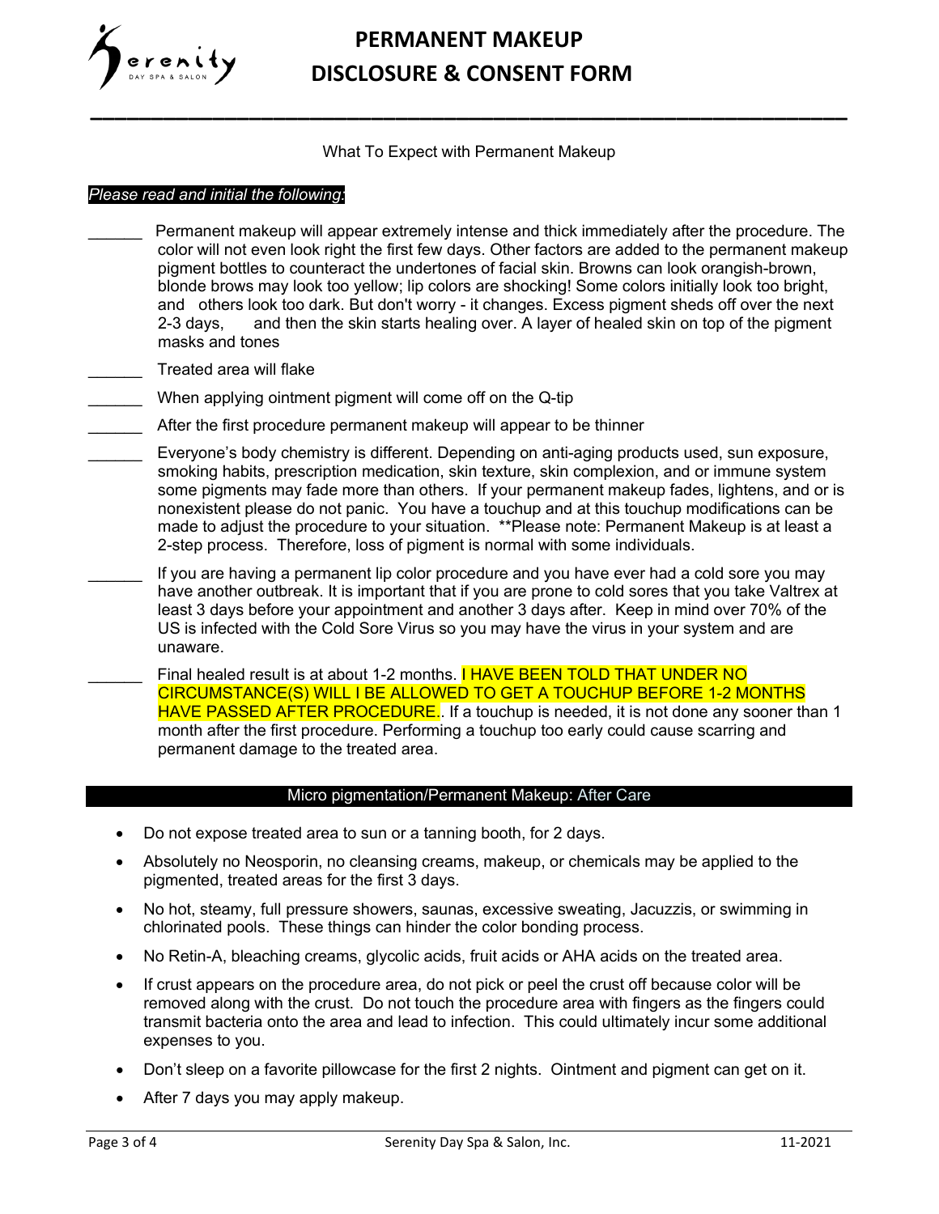# PERMANENT MAKEUP DISCLOSURE & CONSENT FORM

What To Expect with Permanent Makeup

*Please read and initial the following:*

______ Permanent makeup will appear extremely intense and thick immediately after the procedure. The color will not even look right the first few days. Other factors are added to the permanent makeup pigment bottles to counteract the undertones of facial skin. Browns can look orangish-brown, blonde brows may look too yellow; lip colors are shocking! Some colors initially look too bright, and others look too dark. But don't worry - it changes. Excess pigment sheds off over the next 2-3 days, and then the skin starts healing over. A layer of healed skin on top of the pigment masks and tones

______ Treated area will flake

______ When applying ointment pigment will come off on the Q-tip

______ After the first procedure permanent makeup will appear to be thinner

______ Everyone's body chemistry is different. Depending on anti-aging products used, sun exposure, smoking habits, prescription medication, skin texture, skin complexion, and or immune system some pigments may fade more than others. If your permanent makeup fades, lightens, and or is nonexistent please do not panic. You have a touchup and at this touchup modifications can be made to adjust the procedure to your situation. **Please note: Permanent Makeup is at least a 2-step process. Therefore, loss of pigment is normal with some individuals.

______ If you are having a permanent lip color procedure and you have ever had a cold sore you may have another outbreak. It is important that if you are prone to cold sores that you take Valtrex at least 3 days before your appointment and another 3 days after. Keep in mind over 70% of the US is infected with the Cold Sore Virus so you may have the virus in your system and are unaware.

______ Final healed result is at about 1-2 months. I HAVE BEEN TOLD THAT UNDER NO CIRCUMSTANCE(S) WILL I BE ALLOWED TO GET A TOUCHUP BEFORE 1-2 MONTHS HAVE PASSED AFTER PROCEDURE.. If a touchup is needed, it is not done any sooner than 1 month after the first procedure. Performing a touchup too early could cause scarring and permanent damage to the treated area.

## Micro pigmentation/Permanent Makeup: After Care

- Do not expose treated area to sun or a tanning booth, for 2 days.
- Absolutely no Neosporin, no cleansing creams, makeup, or chemicals may be applied to the pigmented, treated areas for the first 3 days.
- No hot, steamy, full pressure showers, saunas, excessive sweating, Jacuzzis, or swimming in chlorinated pools. These things can hinder the color bonding process.
- No Retin-A, bleaching creams, glycolic acids, fruit acids or AHA acids on the treated area.
- If crust appears on the procedure area, do not pick or peel the crust off because color will be removed along with the crust. Do not touch the procedure area with fingers as the fingers could transmit bacteria onto the area and lead to infection. This could ultimately incur some additional expenses to you.
- Don't sleep on a favorite pillowcase for the first 2 nights. Ointment and pigment can get on it.
- After 7 days you may apply makeup.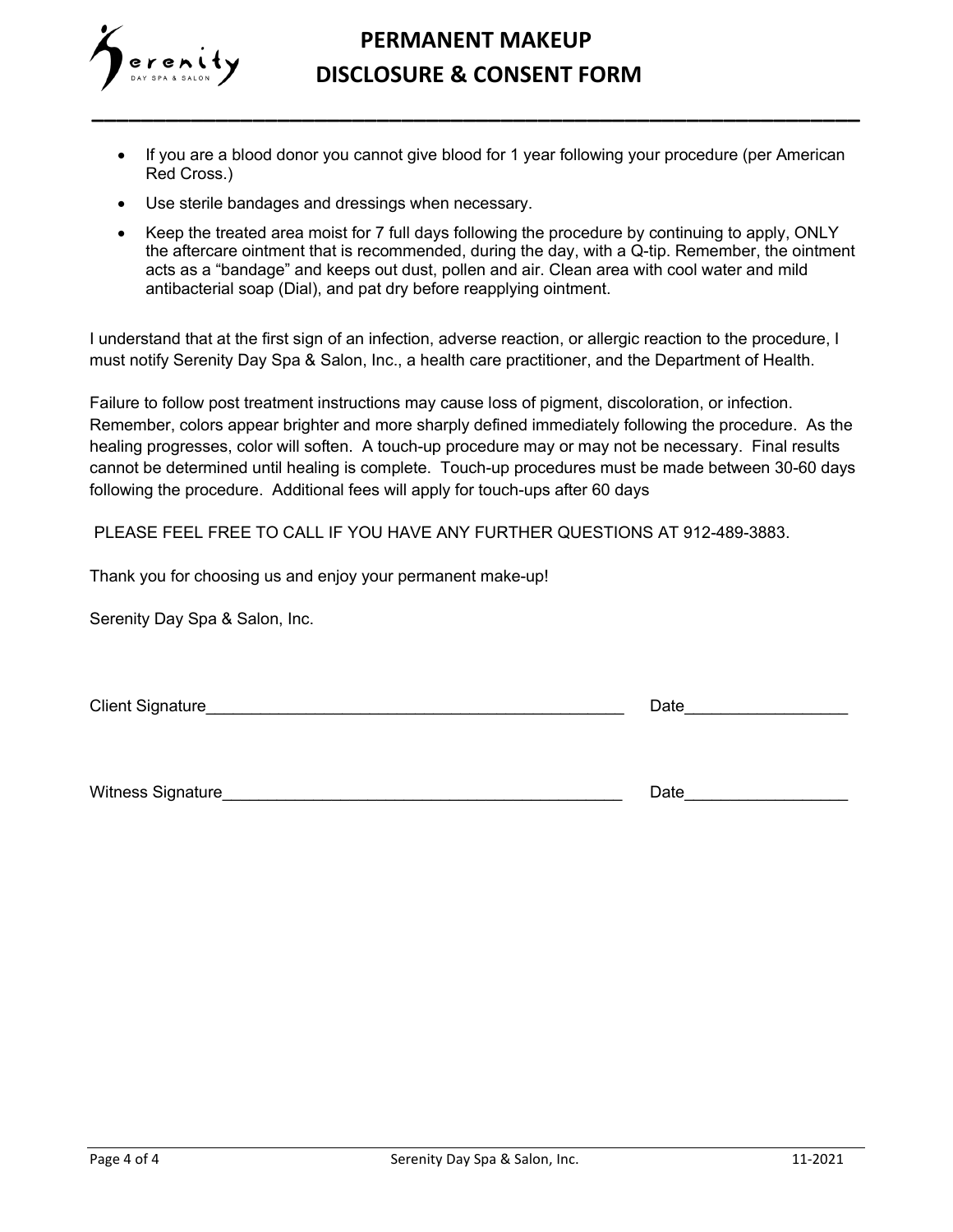- If you are a blood donor you cannot give blood for 1 year following your procedure (per American Red Cross.)
- Use sterile bandages and dressings when necessary.
- Keep the treated area moist for 7 full days following the procedure by continuing to apply, ONLY the aftercare ointment that is recommended, during the day, with a Q-tip. Remember, the ointment acts as a "bandage" and keeps out dust, pollen and air. Clean area with cool water and mild antibacterial soap (Dial), and pat dry before reapplying ointment.

I understand that at the first sign of an infection, adverse reaction, or allergic reaction to the procedure, I must notify Serenity Day Spa & Salon, Inc., a health care practitioner, and the Department of Health.

Failure to follow post treatment instructions may cause loss of pigment, discoloration, or infection. Remember, colors appear brighter and more sharply defined immediately following the procedure. As the healing progresses, color will soften. A touch-up procedure may or may not be necessary. Final results cannot be determined until healing is complete. Touch-up procedures must be made between 30-60 days following the procedure. Additional fees will apply for touch-ups after 60 days

PLEASE FEEL FREE TO CALL IF YOU HAVE ANY FURTHER QUESTIONS AT 912-489-3883.

Thank you for choosing us and enjoy your permanent make-up!

Serenity Day Spa & Salon, Inc.

Client Signature_______________________________________________ Date_________________

Witness Signature_____________________________________________ Date_________________